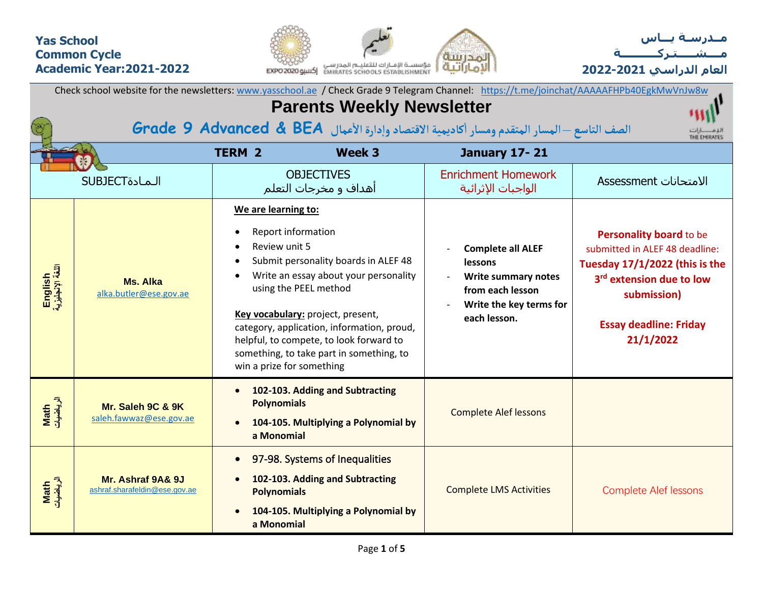**Yas School**
**Common Cycle**
**Academic Year:2021-2022**

**مــدرسـة يــاس**
**مــشـــــتـركـــــــة**
**العام الدراسي 2021-2022**

Check school website for the newsletters: www.yasschool.ae / Check Grade 9 Telegram Channel: https://t.me/joinchat/AAAAFHPb40EgkMwVnJw8w

# Parents Weekly Newsletter

## Grade 9 Advanced & BEA الصف التاسع – المسار المتقدم ومسار أكاديمية الاقتصاد وإدارة الأعمال

**TERM 2 Week 3 January 17- 21**

| SUBJECT المـادة | | OBJECTIVES أهداف و مخرجات التعلم | Enrichment Homework الواجبات الإثرائية | Assessment الامتحانات |
|---|---|---|---|---|
| **English** اللغة الإنجليزية | **Ms. Alka** alka.butler@ese.gov.ae | **We are learning to:** <br>• Report information<br>• Review unit 5<br>• Submit personality boards in ALEF 48<br>• Write an essay about your personality using the PEEL method<br><br>**Key vocabulary:** project, present, category, application, information, proud, helpful, to compete, to look forward to something, to take part in something, to win a prize for something | - **Complete all ALEF lessons**<br>- **Write summary notes from each lesson**<br>- **Write the key terms for each lesson.** | **Personality board** to be submitted in ALEF 48 deadline: **Tuesday 17/1/2022 (this is the 3rd extension due to low submission)**<br><br>**Essay deadline: Friday 21/1/2022** |
| **Math** الرياضيات | **Mr. Saleh 9C & 9K** saleh.fawwaz@ese.gov.ae | • **102-103. Adding and Subtracting Polynomials**<br>• **104-105. Multiplying a Polynomial by a Monomial** | Complete Alef lessons | |
| **Math** الرياضيات | **Mr. Ashraf 9A& 9J** ashraf.sharafeldin@ese.gov.ae | • 97-98. Systems of Inequalities<br>• **102-103. Adding and Subtracting Polynomials**<br>• **104-105. Multiplying a Polynomial by a Monomial** | Complete LMS Activities | Complete Alef lessons |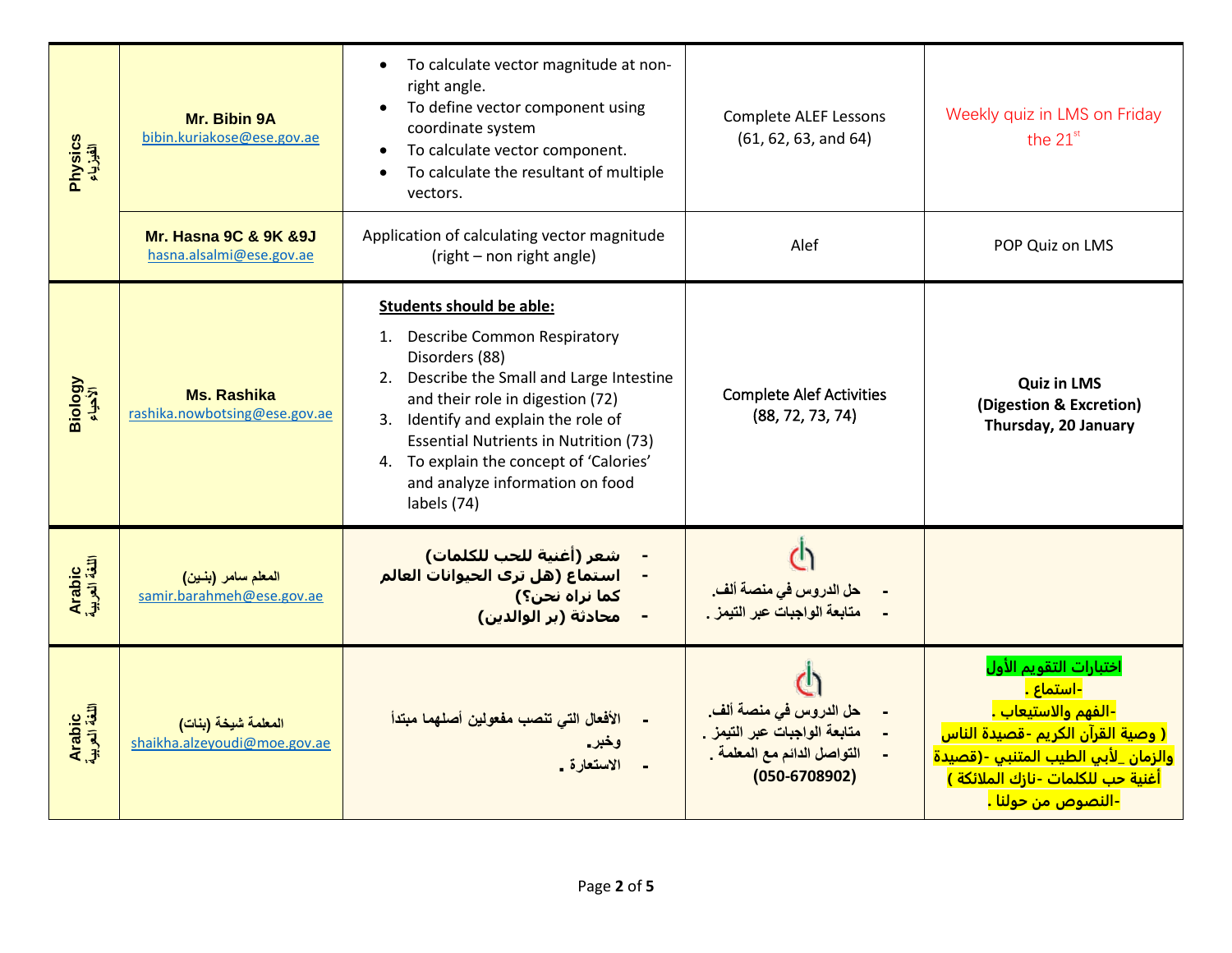| | | | | |
|---|---|---|---|---|
| **Physics** الفيزياء | **Mr. Bibin 9A** bibin.kuriakose@ese.gov.ae | • To calculate vector magnitude at non-right angle. • To define vector component using coordinate system • To calculate vector component. • To calculate the resultant of multiple vectors. | Complete ALEF Lessons (61, 62, 63, and 64) | Weekly quiz in LMS on Friday the 21st |
| | **Mr. Hasna 9C & 9K &9J** hasna.alsalmi@ese.gov.ae | Application of calculating vector magnitude (right – non right angle) | Alef | POP Quiz on LMS |
| **Biology** الأحياء | **Ms. Rashika** rashika.nowbotsing@ese.gov.ae | **Students should be able:** 1. Describe Common Respiratory Disorders (88) 2. Describe the Small and Large Intestine and their role in digestion (72) 3. Identify and explain the role of Essential Nutrients in Nutrition (73) 4. To explain the concept of 'Calories' and analyze information on food labels (74) | Complete Alef Activities (88, 72, 73, 74) | **Quiz in LMS (Digestion & Excretion) Thursday, 20 January** |
| **Arabic** اللغة العربية | المعلم سامر (بنـين) samir.barahmeh@ese.gov.ae | - **شعر (أغنية للحب للكلمات)** - **استماع (هل ترى الحيوانات العالم كما نراه نحن؟)** - **محادثة (بر الوالدين)** | - حل الدروس في منصة ألف. - متابعة الواجبات عبر التيمز . | |
| **Arabic** اللغة العربية | المعلمة شيخة (بنات) shaikha.alzeyoudi@moe.gov.ae | - الأفعال التي تنصب مفعولين أصلهما مبتدأ وخبر. - الاستعارة . | - حل الدروس في منصة ألف. - متابعة الواجبات عبر التيمز . - التواصل الدائم مع المعلمة . (050-6708902) | **اختبارات التقويم الأول** **-استماع .** **-الفهم والاستيعاب .** **( وصية القرآن الكريم -قصيدة الناس والزمان _لأبي الطيب المتنبي -(قصيدة أغنية حب للكلمات -نازك الملائكة )** **-النصوص من حولنا .** |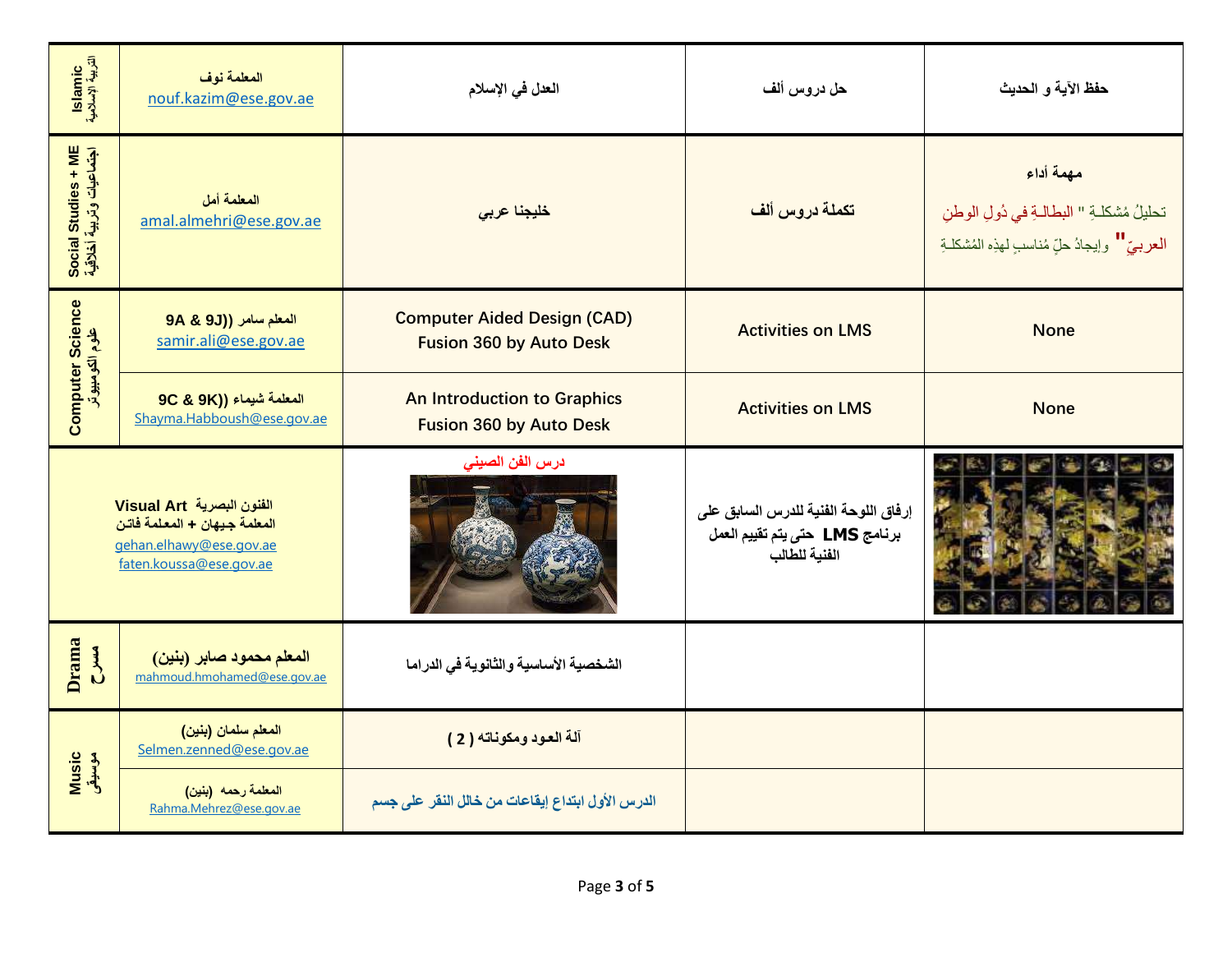| Islamic التربية الإسلامية | المعلمة نوف nouf.kazim@ese.gov.ae | العدل في الإسلام | حل دروس ألف | حفظ الآية و الحديث |
| --- | --- | --- | --- | --- |
| Social Studies + ME اجتماعيات وتربية أخلاقية | المعلمة أمل amal.almehri@ese.gov.ae | خليجنا عربي | تكملة دروس ألف | مهمة أداء تحليلُ مُشكلـةِ " البطالـةِ في دُولِ الوطنِ العربيّ" وإيجادُ حلّ مُناسبِ لهذِه المُشكلـةِ |
| Computer Science علوم الكومبيوتر | المعلم سامر (9A & 9J) samir.ali@ese.gov.ae | Computer Aided Design (CAD) Fusion 360 by Auto Desk | Activities on LMS | None |
| | المعلمة شيماء (9C & 9K) Shayma.Habboush@ese.gov.ae | An Introduction to Graphics Fusion 360 by Auto Desk | Activities on LMS | None |
| Visual Art الفنون البصرية المعلمة جيهان + المعلمة فاتن gehan.elhawy@ese.gov.ae faten.koussa@ese.gov.ae | | درس الفن الصيني | إرفاق اللوحة الفنية للدرس السابق على برنامج LMS حتى يتم تقييم العمل الفنية للطالب | |
| Drama مسرح | المعلم محمود صابر (بنين) mahmoud.hmohamed@ese.gov.ae | الشخصية الأساسية والثانوية في الدراما | | |
| Music موسيقى | المعلم سلمان (بنين) Selmen.zenned@ese.gov.ae | آلة العود ومكوناته ( 2 ) | | |
| | المعلمة رحمه (بنين) Rahma.Mehrez@ese.gov.ae | الدرس الأول ابتداع إيقاعات من خلال النقر على جسم | | |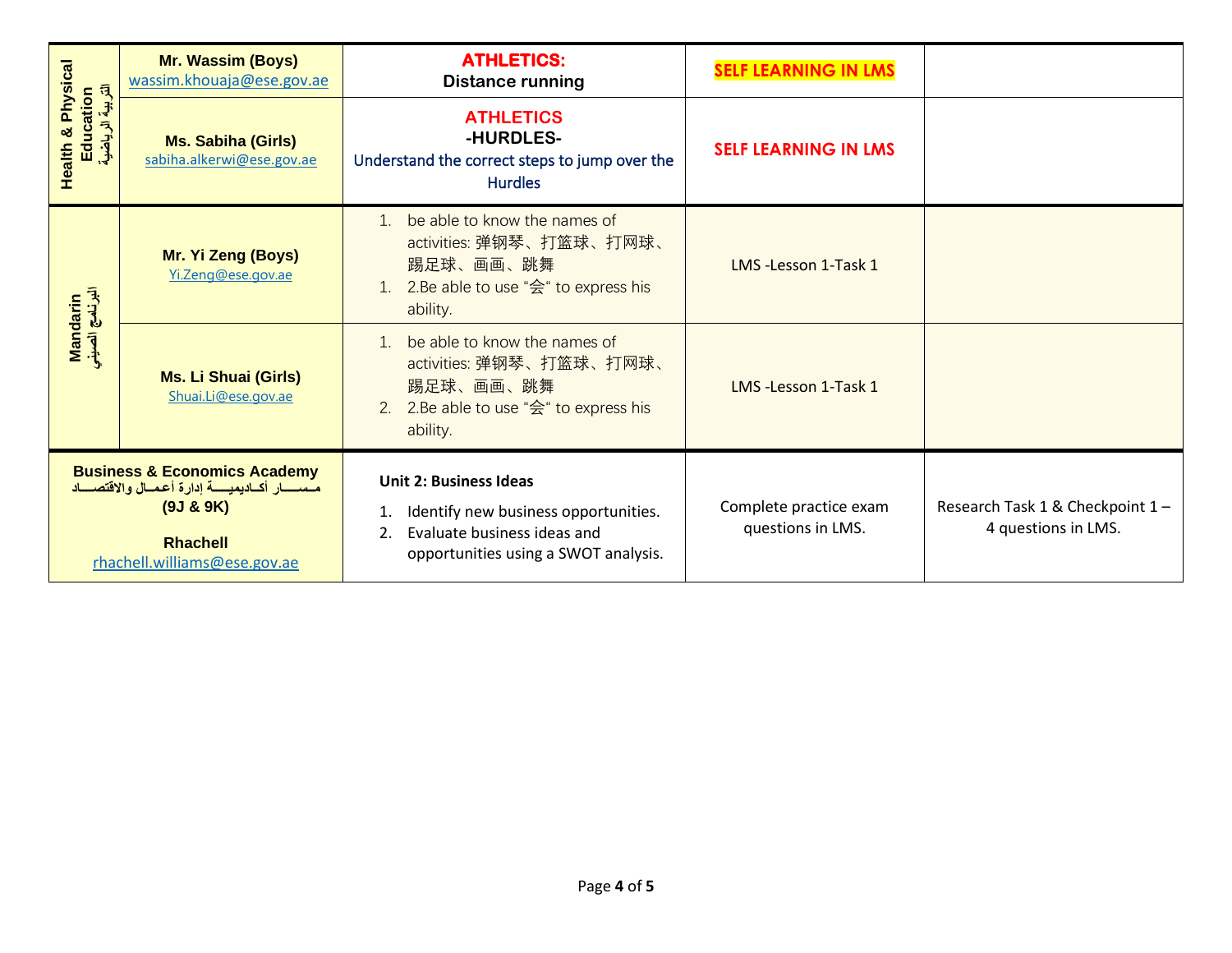| | | | | |
|---|---|---|---|---|
| Health & Physical Education التربية الرياضية | Mr. Wassim (Boys) wassim.khouaja@ese.gov.ae | **ATHLETICS:** **Distance running** | **SELF LEARNING IN LMS** | |
| | Ms. Sabiha (Girls) sabiha.alkerwi@ese.gov.ae | **ATHLETICS** **-HURDLES-** Understand the correct steps to jump over the Hurdles | **SELF LEARNING IN LMS** | |
| Mandarin البرنامج الصيني | Mr. Yi Zeng (Boys) Yi.Zeng@ese.gov.ae | 1. be able to know the names of activities: 弹钢琴、打篮球、打网球、踢足球、画画、跳舞<br>1. 2.Be able to use "会" to express his ability. | LMS -Lesson 1-Task 1 | |
| | Ms. Li Shuai (Girls) Shuai.Li@ese.gov.ae | 1. be able to know the names of activities: 弹钢琴、打篮球、打网球、踢足球、画画、跳舞<br>2. 2.Be able to use "会" to express his ability. | LMS -Lesson 1-Task 1 | |
| **Business & Economics Academy** مسار أكاديمية إدارة أعمال والاقتصاد **(9J & 9K)** **Rhachell** rhachell.williams@ese.gov.ae | | **Unit 2: Business Ideas**<br>1. Identify new business opportunities.<br>2. Evaluate business ideas and opportunities using a SWOT analysis. | Complete practice exam questions in LMS. | Research Task 1 & Checkpoint 1 – 4 questions in LMS. |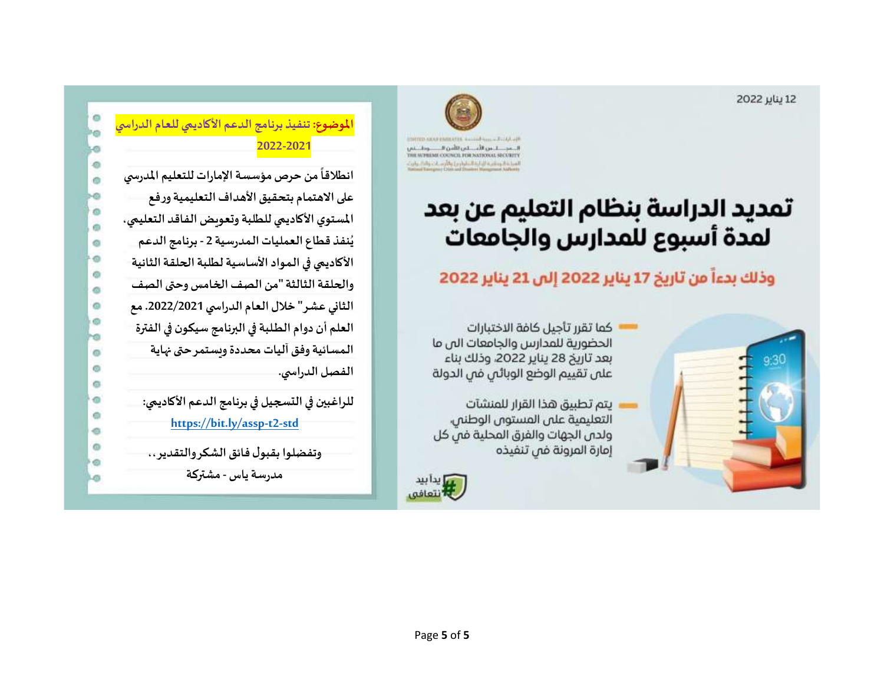**الموضوع: تنفيذ برنامج الدعم الأكاديمي للعام الدراسي 2022-2021**

انطلاقاً من حرص مؤسسة الإمارات للتعليم المدرسي على الاهتمام بتحقيق الأهداف التعليمية ورفع المستوى الأكاديمي للطلبة وتعويض الفاقد التعليمي، يُنفذ قطاع العمليات المدرسية 2 - برنامج الدعم الأكاديمي في المواد الأساسية لطلبة الحلقة الثانية والحلقة الثالثة "من الصف الخامس وحتى الصف الثاني عشر" خلال العام الدراسي 2022/2021. مع العلم أن دوام الطلبة في البرنامج سيكون في الفترة المسائية وفق آليات محددة ويستمر حتى نهاية الفصل الدراسي.

للراغبين في التسجيل في برنامج الدعم الأكاديمي:

https://bit.ly/assp-t2-std

وتفضلوا بقبول فائق الشكروالتقدير،،

مدرسة ياس - مشتركة

12 يناير 2022

الإمارات العربية المتحدة
المجلس الأعلى للأمن الوطني
THE SUPREME COUNCIL FOR NATIONAL SECURITY
الهيئة الوطنية لإدارة الطوارئ والأزمات والكوارث
National Emergency Crisis and Disasters Management Authority

# تمديد الدراسة بنظام التعليم عن بعد لمدة أسبوع للمدارس والجامعات

**وذلك بدءاً من تاريخ 17 يناير 2022 إلى 21 يناير 2022**

- كما تقرر تأجيل كافة الاختبارات الحضورية للمدارس والجامعات الى ما بعد تاريخ 28 يناير 2022، وذلك بناء على تقييم الوضع الوبائي في الدولة
- يتم تطبيق هذا القرار للمنشآت التعليمية على المستوى الوطني ولدى الجهات والفرق المحلية في كل إمارة المرونة في تنفيذه

يداً بيد #نتعافى